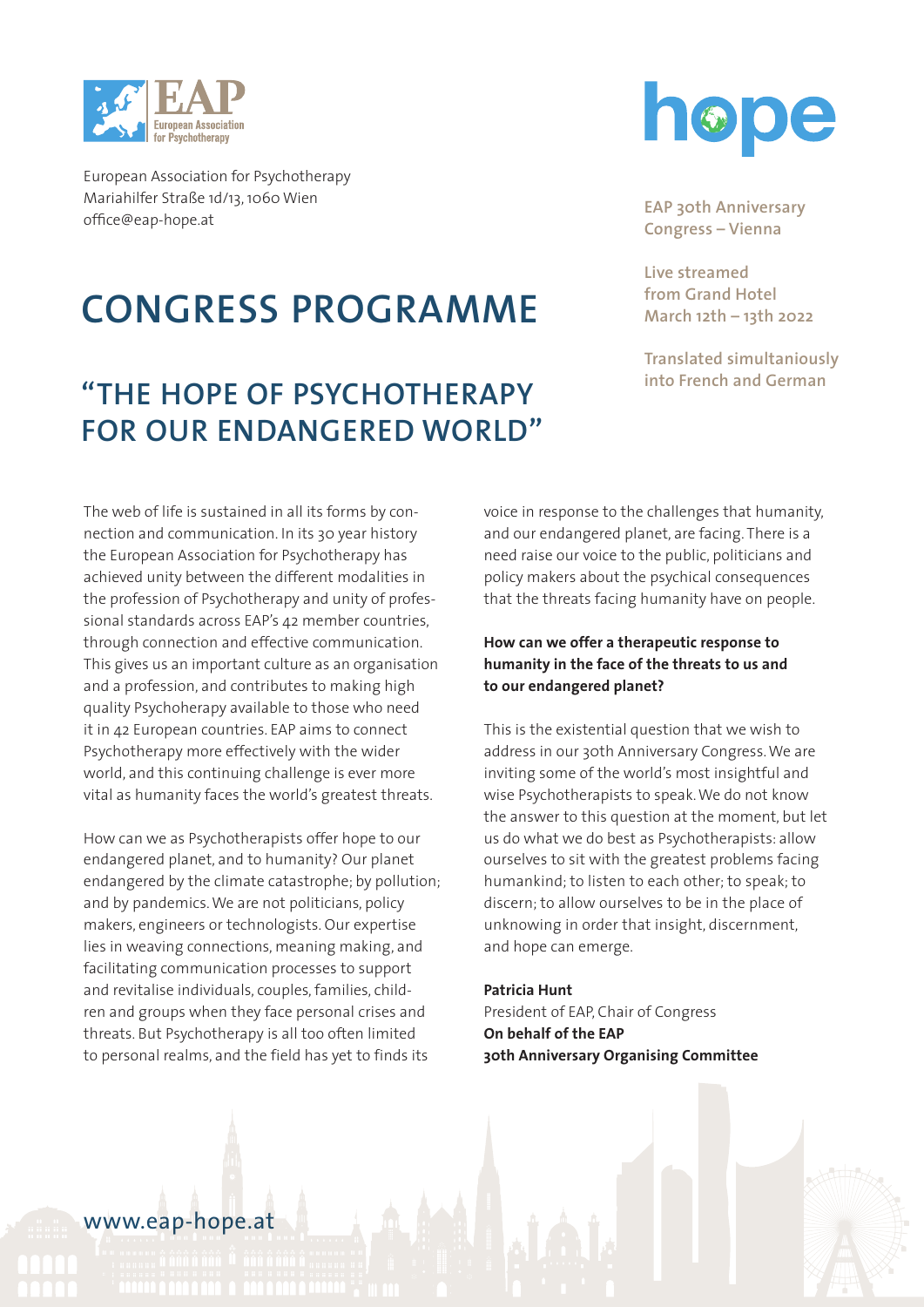European Association for Psychotherapy
Mariahilfer Straße 1d/13, 1060 Wien
office@eap-hope.at

hope

EAP 30th Anniversary Congress – Vienna

Live streamed from Grand Hotel March 12th – 13th 2022

Translated simultaniously into French and German

# CONGRESS PROGRAMME

## "THE HOPE OF PSYCHOTHERAPY FOR OUR ENDANGERED WORLD"

The web of life is sustained in all its forms by connection and communication. In its 30 year history the European Association for Psychotherapy has achieved unity between the different modalities in the profession of Psychotherapy and unity of professional standards across EAP's 42 member countries, through connection and effective communication. This gives us an important culture as an organisation and a profession, and contributes to making high quality Psychoherapy available to those who need it in 42 European countries. EAP aims to connect Psychotherapy more effectively with the wider world, and this continuing challenge is ever more vital as humanity faces the world's greatest threats.

How can we as Psychotherapists offer hope to our endangered planet, and to humanity? Our planet endangered by the climate catastrophe; by pollution; and by pandemics. We are not politicians, policy makers, engineers or technologists. Our expertise lies in weaving connections, meaning making, and facilitating communication processes to support and revitalise individuals, couples, families, children and groups when they face personal crises and threats. But Psychotherapy is all too often limited to personal realms, and the field has yet to finds its voice in response to the challenges that humanity, and our endangered planet, are facing. There is a need raise our voice to the public, politicians and policy makers about the psychical consequences that the threats facing humanity have on people.

**How can we offer a therapeutic response to humanity in the face of the threats to us and to our endangered planet?**

This is the existential question that we wish to address in our 30th Anniversary Congress. We are inviting some of the world's most insightful and wise Psychotherapists to speak. We do not know the answer to this question at the moment, but let us do what we do best as Psychotherapists: allow ourselves to sit with the greatest problems facing humankind; to listen to each other; to speak; to discern; to allow ourselves to be in the place of unknowing in order that insight, discernment, and hope can emerge.

**Patricia Hunt**
President of EAP, Chair of Congress
**On behalf of the EAP**
**30th Anniversary Organising Committee**

www.eap-hope.at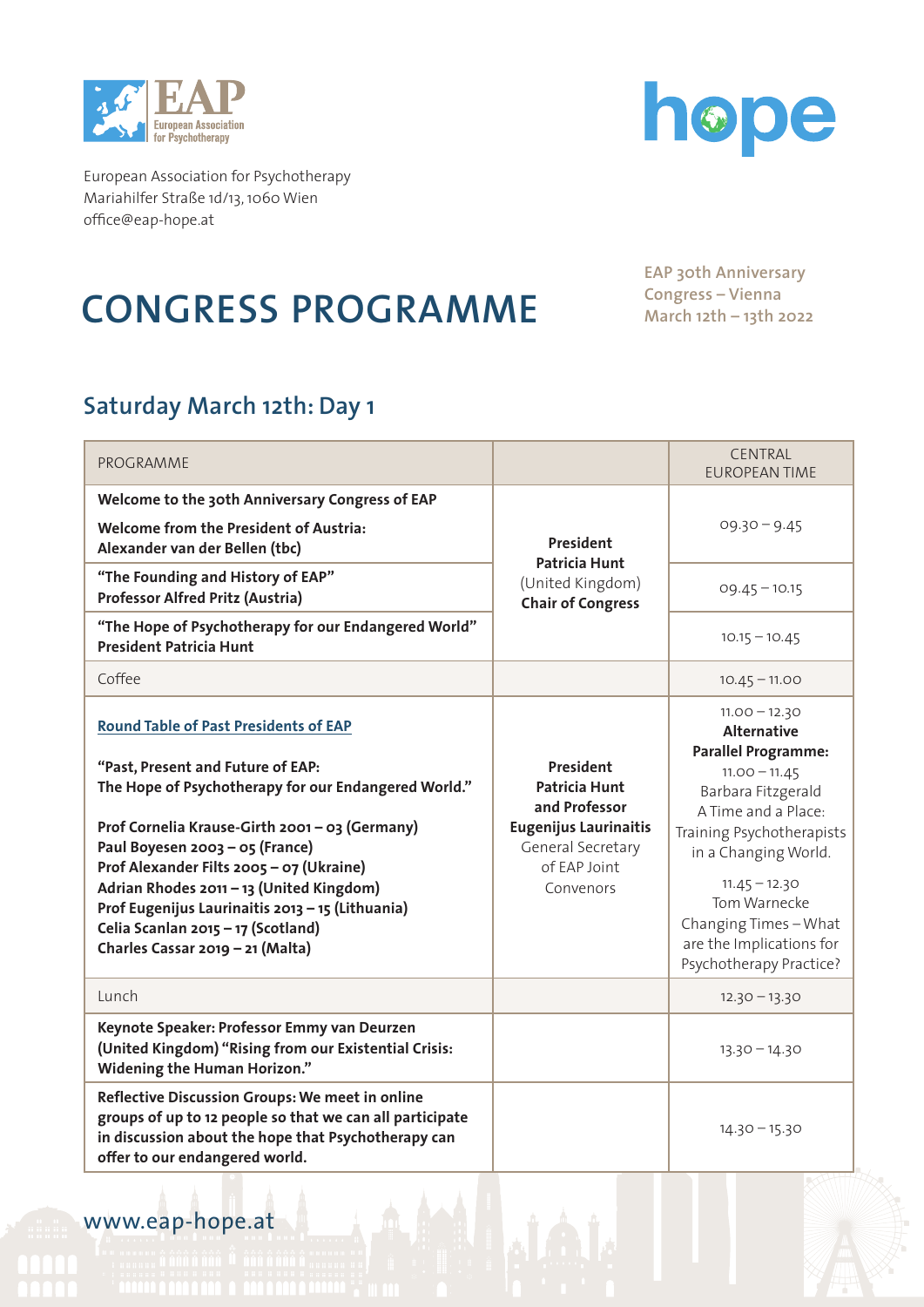European Association for Psychotherapy
Mariahilfer Straße 1d/13, 1060 Wien
office@eap-hope.at

# CONGRESS PROGRAMME

EAP 30th Anniversary Congress – Vienna
March 12th – 13th 2022

## Saturday March 12th: Day 1

| PROGRAMME | | CENTRAL EUROPEAN TIME |
|---|---|---|
| **Welcome to the 30th Anniversary Congress of EAP**<br>**Welcome from the President of Austria: Alexander van der Bellen (tbc)** | **President Patricia Hunt** (United Kingdom) **Chair of Congress** | 09.30 – 9.45 |
| **"The Founding and History of EAP" Professor Alfred Pritz (Austria)** | | 09.45 – 10.15 |
| **"The Hope of Psychotherapy for our Endangered World" President Patricia Hunt** | | 10.15 – 10.45 |
| Coffee | | 10.45 – 11.00 |
| **Round Table of Past Presidents of EAP**<br><br>**"Past, Present and Future of EAP: The Hope of Psychotherapy for our Endangered World."**<br><br>**Prof Cornelia Krause-Girth 2001 – 03 (Germany)**<br>**Paul Boyesen 2003 – 05 (France)**<br>**Prof Alexander Filts 2005 – 07 (Ukraine)**<br>**Adrian Rhodes 2011 – 13 (United Kingdom)**<br>**Prof Eugenijus Laurinaitis 2013 – 15 (Lithuania)**<br>**Celia Scanlan 2015 – 17 (Scotland)**<br>**Charles Cassar 2019 – 21 (Malta)** | **President Patricia Hunt and Professor Eugenijus Laurinaitis** General Secretary of EAP Joint Convenors | 11.00 – 12.30<br>**Alternative Parallel Programme:**<br>11.00 – 11.45<br>Barbara Fitzgerald<br>A Time and a Place: Training Psychotherapists in a Changing World.<br><br>11.45 – 12.30<br>Tom Warnecke<br>Changing Times – What are the Implications for Psychotherapy Practice? |
| Lunch | | 12.30 – 13.30 |
| **Keynote Speaker: Professor Emmy van Deurzen (United Kingdom) "Rising from our Existential Crisis: Widening the Human Horizon."** | | 13.30 – 14.30 |
| **Reflective Discussion Groups: We meet in online groups of up to 12 people so that we can all participate in discussion about the hope that Psychotherapy can offer to our endangered world.** | | 14.30 – 15.30 |

www.eap-hope.at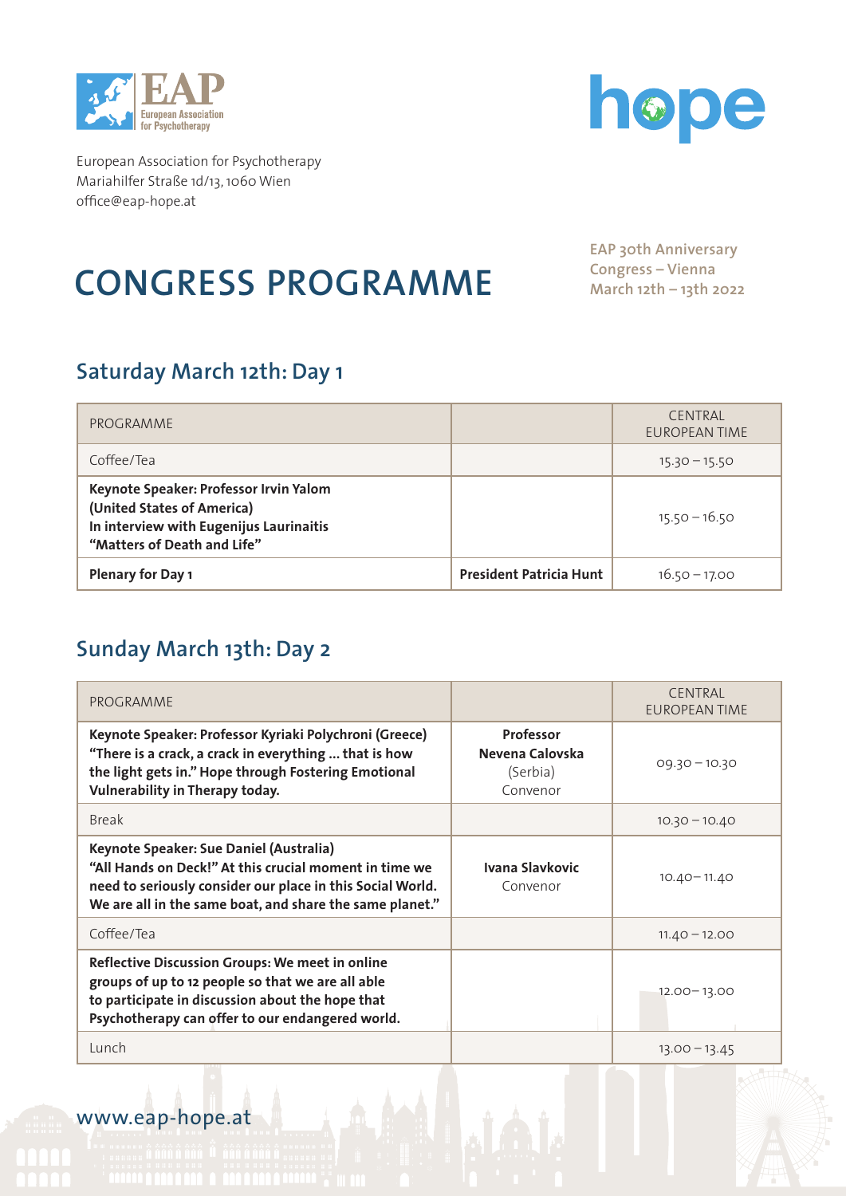European Association for Psychotherapy
Mariahilfer Straße 1d/13, 1060 Wien
office@eap-hope.at

# CONGRESS PROGRAMME

EAP 30th Anniversary
Congress – Vienna
March 12th – 13th 2022

## Saturday March 12th: Day 1

| PROGRAMME | | CENTRAL EUROPEAN TIME |
|---|---|---|
| Coffee/Tea | | 15.30 – 15.50 |
| **Keynote Speaker: Professor Irvin Yalom (United States of America) In interview with Eugenijus Laurinaitis "Matters of Death and Life"** | | 15.50 – 16.50 |
| **Plenary for Day 1** | **President Patricia Hunt** | 16.50 – 17.00 |

## Sunday March 13th: Day 2

| PROGRAMME | | CENTRAL EUROPEAN TIME |
|---|---|---|
| **Keynote Speaker: Professor Kyriaki Polychroni (Greece) "There is a crack, a crack in everything ... that is how the light gets in." Hope through Fostering Emotional Vulnerability in Therapy today.** | **Professor Nevena Calovska** (Serbia) Convenor | 09.30 – 10.30 |
| Break | | 10.30 – 10.40 |
| **Keynote Speaker: Sue Daniel (Australia) "All Hands on Deck!" At this crucial moment in time we need to seriously consider our place in this Social World. We are all in the same boat, and share the same planet."** | **Ivana Slavkovic** Convenor | 10.40– 11.40 |
| Coffee/Tea | | 11.40 – 12.00 |
| **Reflective Discussion Groups: We meet in online groups of up to 12 people so that we are all able to participate in discussion about the hope that Psychotherapy can offer to our endangered world.** | | 12.00– 13.00 |
| Lunch | | 13.00 – 13.45 |

www.eap-hope.at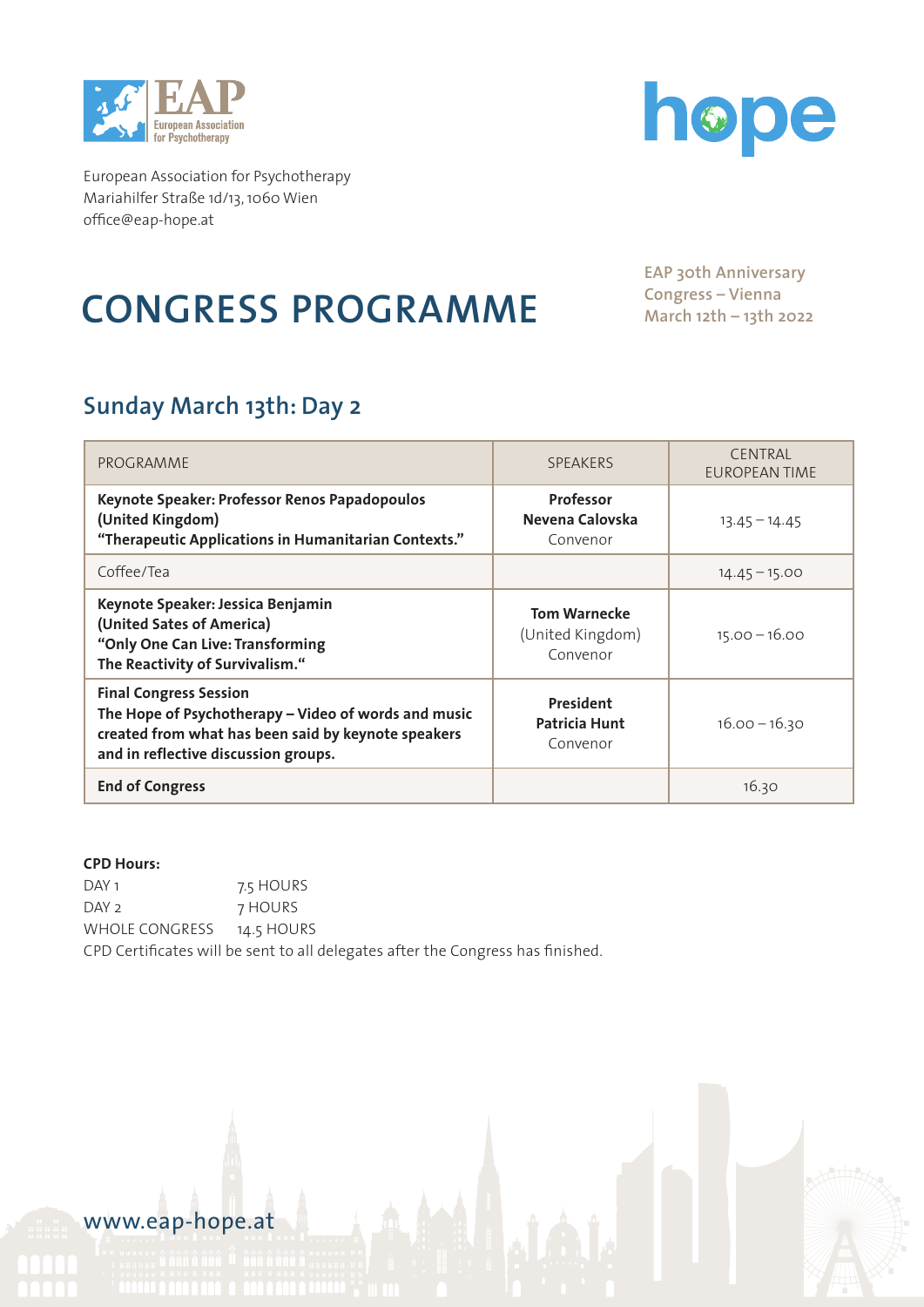European Association for Psychotherapy
Mariahilfer Straße 1d/13, 1060 Wien
office@eap-hope.at

# CONGRESS PROGRAMME

EAP 30th Anniversary
Congress – Vienna
March 12th – 13th 2022

## Sunday March 13th: Day 2

| PROGRAMME | SPEAKERS | CENTRAL EUROPEAN TIME |
|---|---|---|
| **Keynote Speaker: Professor Renos Papadopoulos (United Kingdom) "Therapeutic Applications in Humanitarian Contexts."** | **Professor Nevena Calovska** Convenor | 13.45 – 14.45 |
| Coffee/Tea | | 14.45 – 15.00 |
| **Keynote Speaker: Jessica Benjamin (United Sates of America) "Only One Can Live: Transforming The Reactivity of Survivalism."** | **Tom Warnecke** (United Kingdom) Convenor | 15.00 – 16.00 |
| **Final Congress Session The Hope of Psychotherapy – Video of words and music created from what has been said by keynote speakers and in reflective discussion groups.** | **President Patricia Hunt** Convenor | 16.00 – 16.30 |
| **End of Congress** | | 16.30 |

**CPD Hours:**

DAY 1 7.5 HOURS
DAY 2 7 HOURS
WHOLE CONGRESS 14.5 HOURS
CPD Certificates will be sent to all delegates after the Congress has finished.

www.eap-hope.at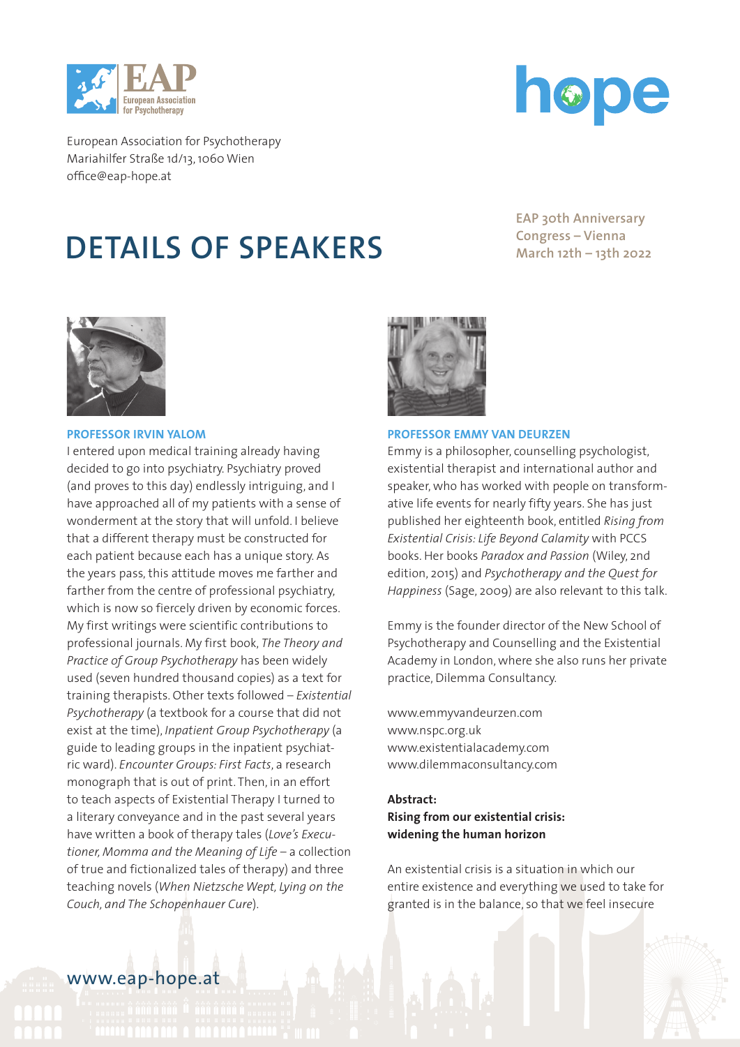European Association for Psychotherapy
Mariahilfer Straße 1d/13, 1060 Wien
office@eap-hope.at

# DETAILS OF SPEAKERS

EAP 30th Anniversary Congress – Vienna
March 12th – 13th 2022

### PROFESSOR IRVIN YALOM

I entered upon medical training already having decided to go into psychiatry. Psychiatry proved (and proves to this day) endlessly intriguing, and I have approached all of my patients with a sense of wonderment at the story that will unfold. I believe that a different therapy must be constructed for each patient because each has a unique story. As the years pass, this attitude moves me farther and farther from the centre of professional psychiatry, which is now so fiercely driven by economic forces. My first writings were scientific contributions to professional journals. My first book, *The Theory and Practice of Group Psychotherapy* has been widely used (seven hundred thousand copies) as a text for training therapists. Other texts followed – *Existential Psychotherapy* (a textbook for a course that did not exist at the time), *Inpatient Group Psychotherapy* (a guide to leading groups in the inpatient psychiatric ward). *Encounter Groups: First Facts*, a research monograph that is out of print. Then, in an effort to teach aspects of Existential Therapy I turned to a literary conveyance and in the past several years have written a book of therapy tales (*Love's Executioner, Momma and the Meaning of Life* – a collection of true and fictionalized tales of therapy) and three teaching novels (*When Nietzsche Wept, Lying on the Couch, and The Schopenhauer Cure*).

### PROFESSOR EMMY VAN DEURZEN

Emmy is a philosopher, counselling psychologist, existential therapist and international author and speaker, who has worked with people on transformative life events for nearly fifty years. She has just published her eighteenth book, entitled *Rising from Existential Crisis: Life Beyond Calamity* with PCCS books. Her books *Paradox and Passion* (Wiley, 2nd edition, 2015) and *Psychotherapy and the Quest for Happiness* (Sage, 2009) are also relevant to this talk.

Emmy is the founder director of the New School of Psychotherapy and Counselling and the Existential Academy in London, where she also runs her private practice, Dilemma Consultancy.

www.emmyvandeurzen.com
www.nspc.org.uk
www.existentialacademy.com
www.dilemmaconsultancy.com

**Abstract:**
**Rising from our existential crisis: widening the human horizon**

An existential crisis is a situation in which our entire existence and everything we used to take for granted is in the balance, so that we feel insecure

www.eap-hope.at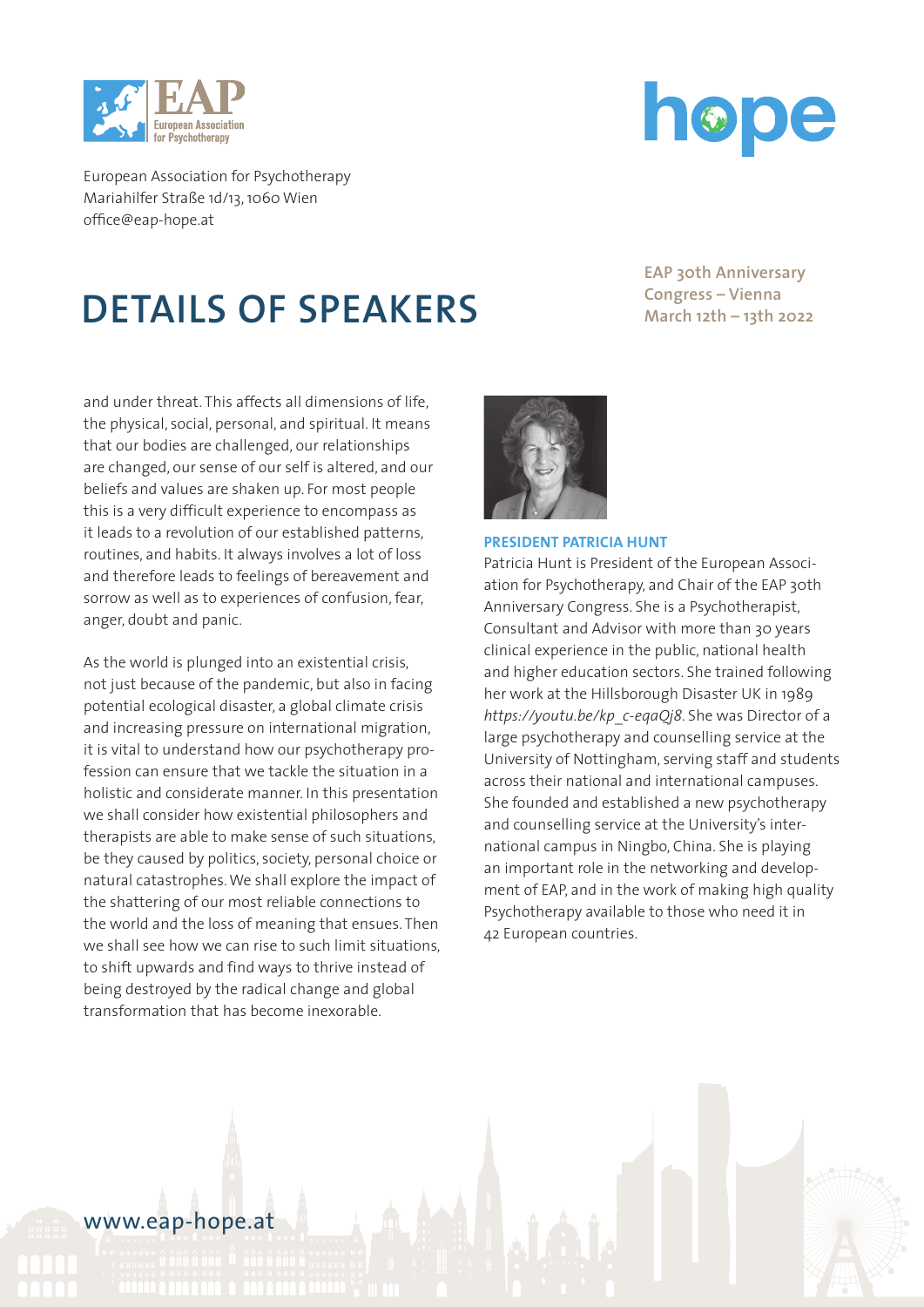European Association for Psychotherapy
Mariahilfer Straße 1d/13, 1060 Wien
office@eap-hope.at

# DETAILS OF SPEAKERS

EAP 30th Anniversary Congress – Vienna
March 12th – 13th 2022

and under threat. This affects all dimensions of life, the physical, social, personal, and spiritual. It means that our bodies are challenged, our relationships are changed, our sense of our self is altered, and our beliefs and values are shaken up. For most people this is a very difficult experience to encompass as it leads to a revolution of our established patterns, routines, and habits. It always involves a lot of loss and therefore leads to feelings of bereavement and sorrow as well as to experiences of confusion, fear, anger, doubt and panic.

As the world is plunged into an existential crisis, not just because of the pandemic, but also in facing potential ecological disaster, a global climate crisis and increasing pressure on international migration, it is vital to understand how our psychotherapy profession can ensure that we tackle the situation in a holistic and considerate manner. In this presentation we shall consider how existential philosophers and therapists are able to make sense of such situations, be they caused by politics, society, personal choice or natural catastrophes. We shall explore the impact of the shattering of our most reliable connections to the world and the loss of meaning that ensues. Then we shall see how we can rise to such limit situations, to shift upwards and find ways to thrive instead of being destroyed by the radical change and global transformation that has become inexorable.

### PRESIDENT PATRICIA HUNT

Patricia Hunt is President of the European Association for Psychotherapy, and Chair of the EAP 30th Anniversary Congress. She is a Psychotherapist, Consultant and Advisor with more than 30 years clinical experience in the public, national health and higher education sectors. She trained following her work at the Hillsborough Disaster UK in 1989 *https://youtu.be/kp_c-eqaQj8*. She was Director of a large psychotherapy and counselling service at the University of Nottingham, serving staff and students across their national and international campuses. She founded and established a new psychotherapy and counselling service at the University's international campus in Ningbo, China. She is playing an important role in the networking and development of EAP, and in the work of making high quality Psychotherapy available to those who need it in 42 European countries.

www.eap-hope.at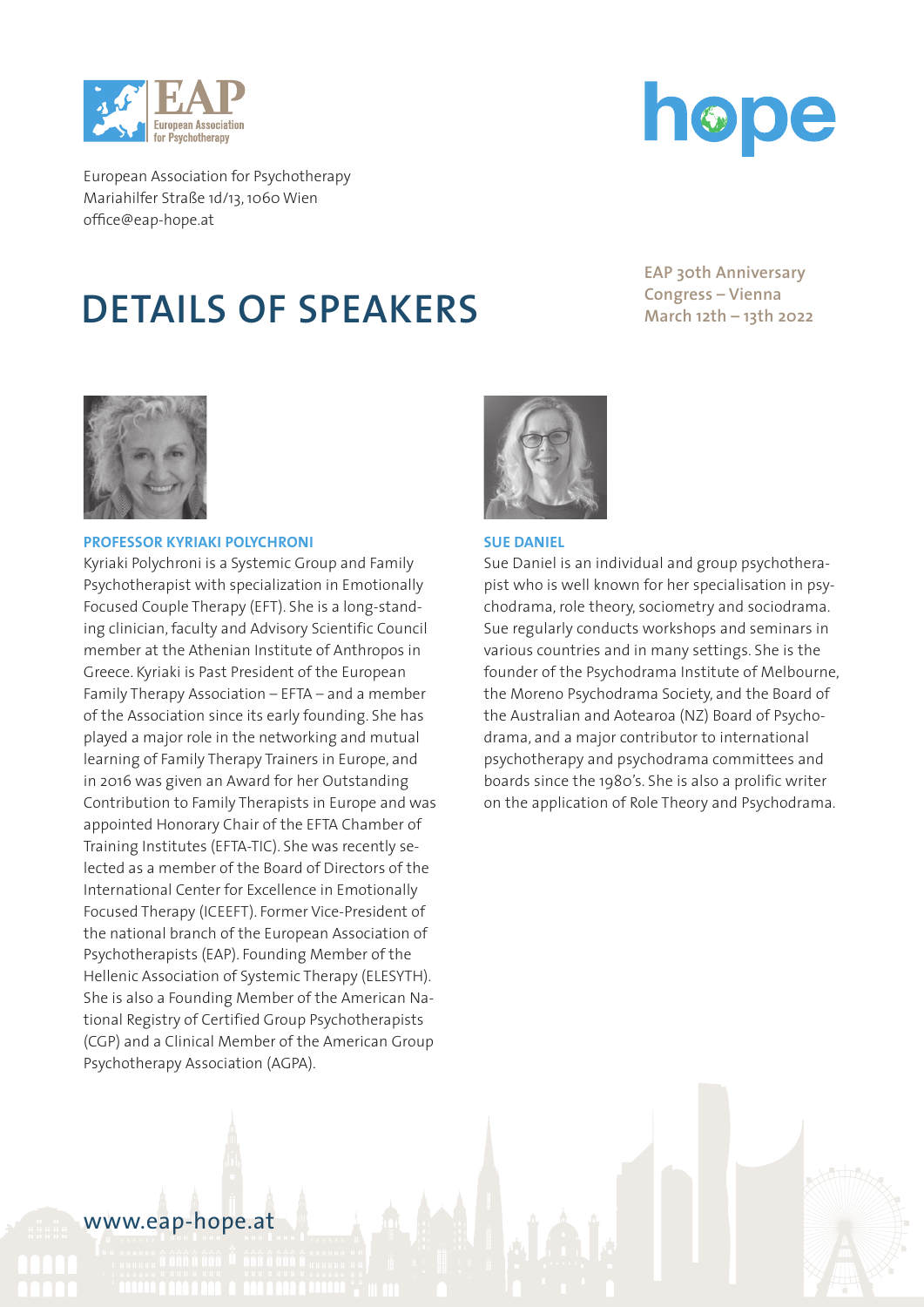European Association for Psychotherapy
Mariahilfer Straße 1d/13, 1060 Wien
office@eap-hope.at

# DETAILS OF SPEAKERS

EAP 30th Anniversary Congress – Vienna
March 12th – 13th 2022

### PROFESSOR KYRIAKI POLYCHRONI

Kyriaki Polychroni is a Systemic Group and Family Psychotherapist with specialization in Emotionally Focused Couple Therapy (EFT). She is a long-standing clinician, faculty and Advisory Scientific Council member at the Athenian Institute of Anthropos in Greece. Kyriaki is Past President of the European Family Therapy Association – EFTA – and a member of the Association since its early founding. She has played a major role in the networking and mutual learning of Family Therapy Trainers in Europe, and in 2016 was given an Award for her Outstanding Contribution to Family Therapists in Europe and was appointed Honorary Chair of the EFTA Chamber of Training Institutes (EFTA-TIC). She was recently selected as a member of the Board of Directors of the International Center for Excellence in Emotionally Focused Therapy (ICEEFT). Former Vice-President of the national branch of the European Association of Psychotherapists (EAP). Founding Member of the Hellenic Association of Systemic Therapy (ELESYTH). She is also a Founding Member of the American National Registry of Certified Group Psychotherapists (CGP) and a Clinical Member of the American Group Psychotherapy Association (AGPA).

### SUE DANIEL

Sue Daniel is an individual and group psychotherapist who is well known for her specialisation in psychodrama, role theory, sociometry and sociodrama. Sue regularly conducts workshops and seminars in various countries and in many settings. She is the founder of the Psychodrama Institute of Melbourne, the Moreno Psychodrama Society, and the Board of the Australian and Aotearoa (NZ) Board of Psychodrama, and a major contributor to international psychotherapy and psychodrama committees and boards since the 1980's. She is also a prolific writer on the application of Role Theory and Psychodrama.

www.eap-hope.at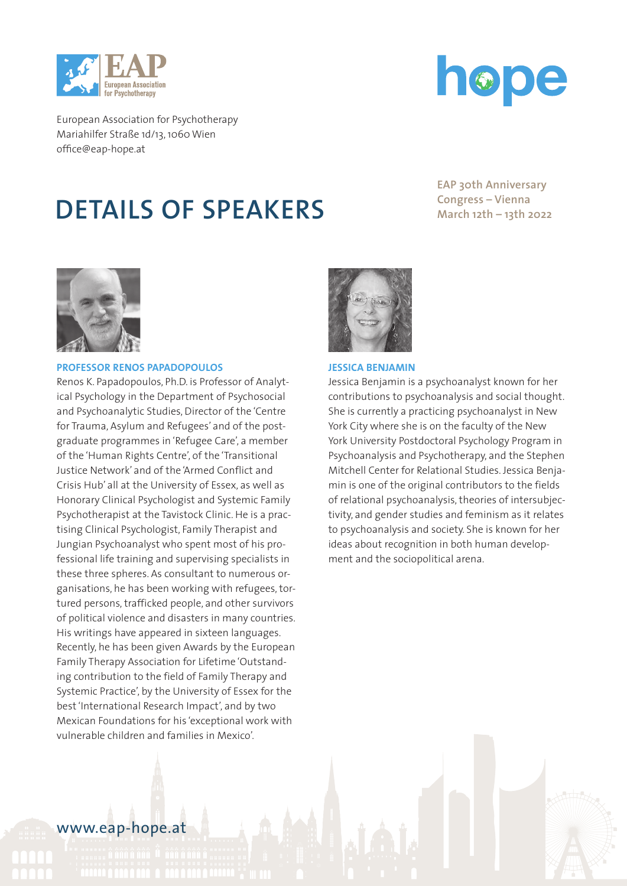European Association for Psychotherapy
Mariahilfer Straße 1d/13, 1060 Wien
office@eap-hope.at

# DETAILS OF SPEAKERS

EAP 30th Anniversary Congress – Vienna
March 12th – 13th 2022

### PROFESSOR RENOS PAPADOPOULOS

Renos K. Papadopoulos, Ph.D. is Professor of Analytical Psychology in the Department of Psychosocial and Psychoanalytic Studies, Director of the 'Centre for Trauma, Asylum and Refugees' and of the postgraduate programmes in 'Refugee Care', a member of the 'Human Rights Centre', of the 'Transitional Justice Network' and of the 'Armed Conflict and Crisis Hub' all at the University of Essex, as well as Honorary Clinical Psychologist and Systemic Family Psychotherapist at the Tavistock Clinic. He is a practising Clinical Psychologist, Family Therapist and Jungian Psychoanalyst who spent most of his professional life training and supervising specialists in these three spheres. As consultant to numerous organisations, he has been working with refugees, tortured persons, trafficked people, and other survivors of political violence and disasters in many countries. His writings have appeared in sixteen languages. Recently, he has been given Awards by the European Family Therapy Association for Lifetime 'Outstanding contribution to the field of Family Therapy and Systemic Practice', by the University of Essex for the best 'International Research Impact', and by two Mexican Foundations for his 'exceptional work with vulnerable children and families in Mexico'.

### JESSICA BENJAMIN

Jessica Benjamin is a psychoanalyst known for her contributions to psychoanalysis and social thought. She is currently a practicing psychoanalyst in New York City where she is on the faculty of the New York University Postdoctoral Psychology Program in Psychoanalysis and Psychotherapy, and the Stephen Mitchell Center for Relational Studies. Jessica Benjamin is one of the original contributors to the fields of relational psychoanalysis, theories of intersubjectivity, and gender studies and feminism as it relates to psychoanalysis and society. She is known for her ideas about recognition in both human development and the sociopolitical arena.

www.eap-hope.at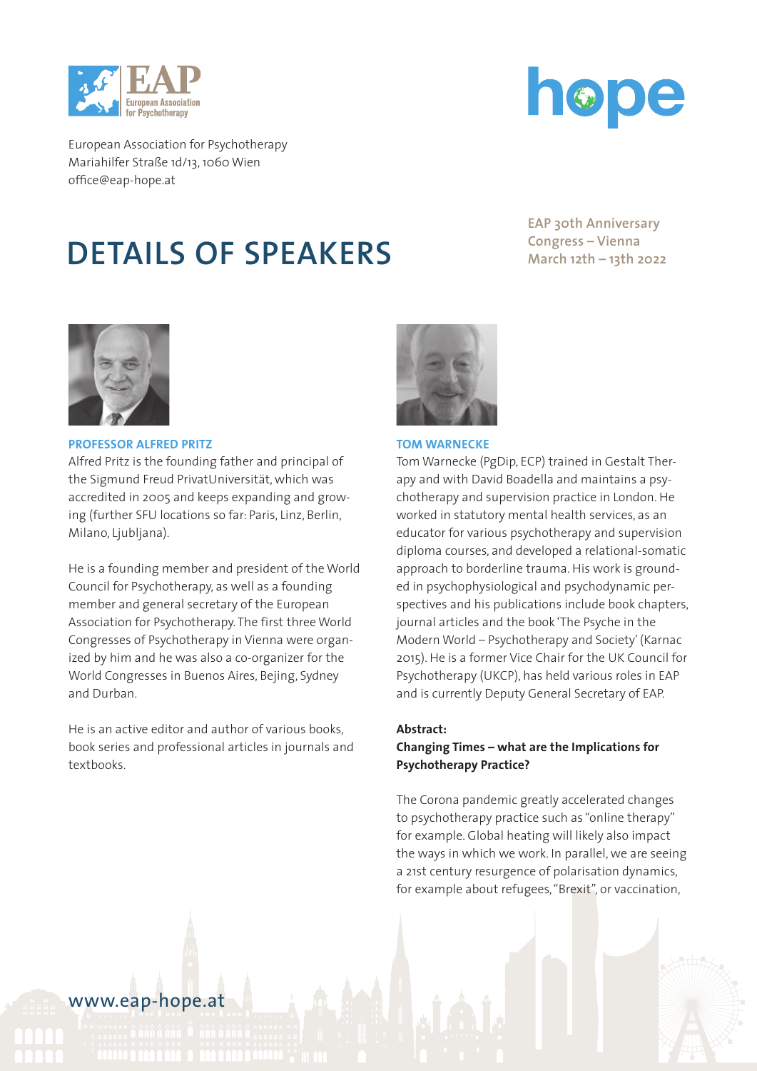European Association for Psychotherapy
Mariahilfer Straße 1d/13, 1060 Wien
office@eap-hope.at

# DETAILS OF SPEAKERS

EAP 30th Anniversary Congress – Vienna
March 12th – 13th 2022

### PROFESSOR ALFRED PRITZ

Alfred Pritz is the founding father and principal of the Sigmund Freud PrivatUniversität, which was accredited in 2005 and keeps expanding and growing (further SFU locations so far: Paris, Linz, Berlin, Milano, Ljubljana).

He is a founding member and president of the World Council for Psychotherapy, as well as a founding member and general secretary of the European Association for Psychotherapy. The first three World Congresses of Psychotherapy in Vienna were organized by him and he was also a co-organizer for the World Congresses in Buenos Aires, Bejing, Sydney and Durban.

He is an active editor and author of various books, book series and professional articles in journals and textbooks.

### TOM WARNECKE

Tom Warnecke (PgDip, ECP) trained in Gestalt Therapy and with David Boadella and maintains a psychotherapy and supervision practice in London. He worked in statutory mental health services, as an educator for various psychotherapy and supervision diploma courses, and developed a relational-somatic approach to borderline trauma. His work is grounded in psychophysiological and psychodynamic perspectives and his publications include book chapters, journal articles and the book 'The Psyche in the Modern World – Psychotherapy and Society' (Karnac 2015). He is a former Vice Chair for the UK Council for Psychotherapy (UKCP), has held various roles in EAP and is currently Deputy General Secretary of EAP.

**Abstract:**
**Changing Times – what are the Implications for Psychotherapy Practice?**

The Corona pandemic greatly accelerated changes to psychotherapy practice such as "online therapy" for example. Global heating will likely also impact the ways in which we work. In parallel, we are seeing a 21st century resurgence of polarisation dynamics, for example about refugees, "Brexit", or vaccination,

www.eap-hope.at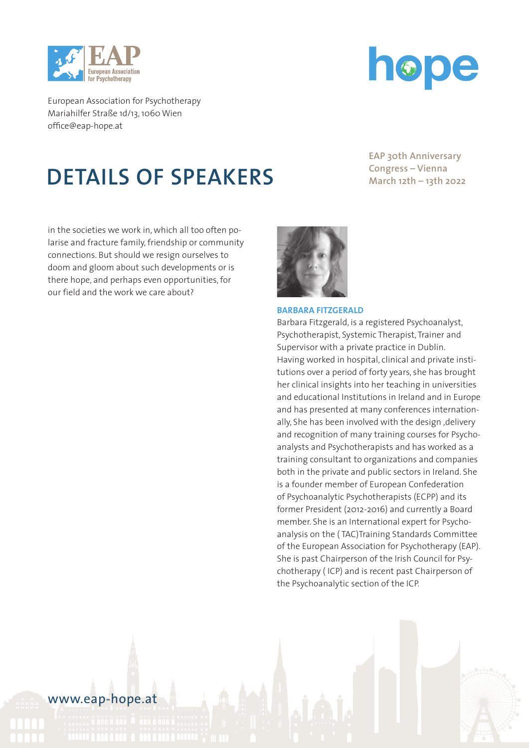European Association for Psychotherapy
Mariahilfer Straße 1d/13, 1060 Wien
office@eap-hope.at

# DETAILS OF SPEAKERS

EAP 30th Anniversary Congress – Vienna
March 12th – 13th 2022

in the societies we work in, which all too often polarise and fracture family, friendship or community connections. But should we resign ourselves to doom and gloom about such developments or is there hope, and perhaps even opportunities, for our field and the work we care about?

**BARBARA FITZGERALD**

Barbara Fitzgerald, is a registered Psychoanalyst, Psychotherapist, Systemic Therapist, Trainer and Supervisor with a private practice in Dublin. Having worked in hospital, clinical and private institutions over a period of forty years, she has brought her clinical insights into her teaching in universities and educational Institutions in Ireland and in Europe and has presented at many conferences internationally, She has been involved with the design ,delivery and recognition of many training courses for Psychoanalysts and Psychotherapists and has worked as a training consultant to organizations and companies both in the private and public sectors in Ireland. She is a founder member of European Confederation of Psychoanalytic Psychotherapists (ECPP) and its former President (2012-2016) and currently a Board member. She is an International expert for Psychoanalysis on the ( TAC)Training Standards Committee of the European Association for Psychotherapy (EAP). She is past Chairperson of the Irish Council for Psychotherapy ( ICP) and is recent past Chairperson of the Psychoanalytic section of the ICP.

www.eap-hope.at